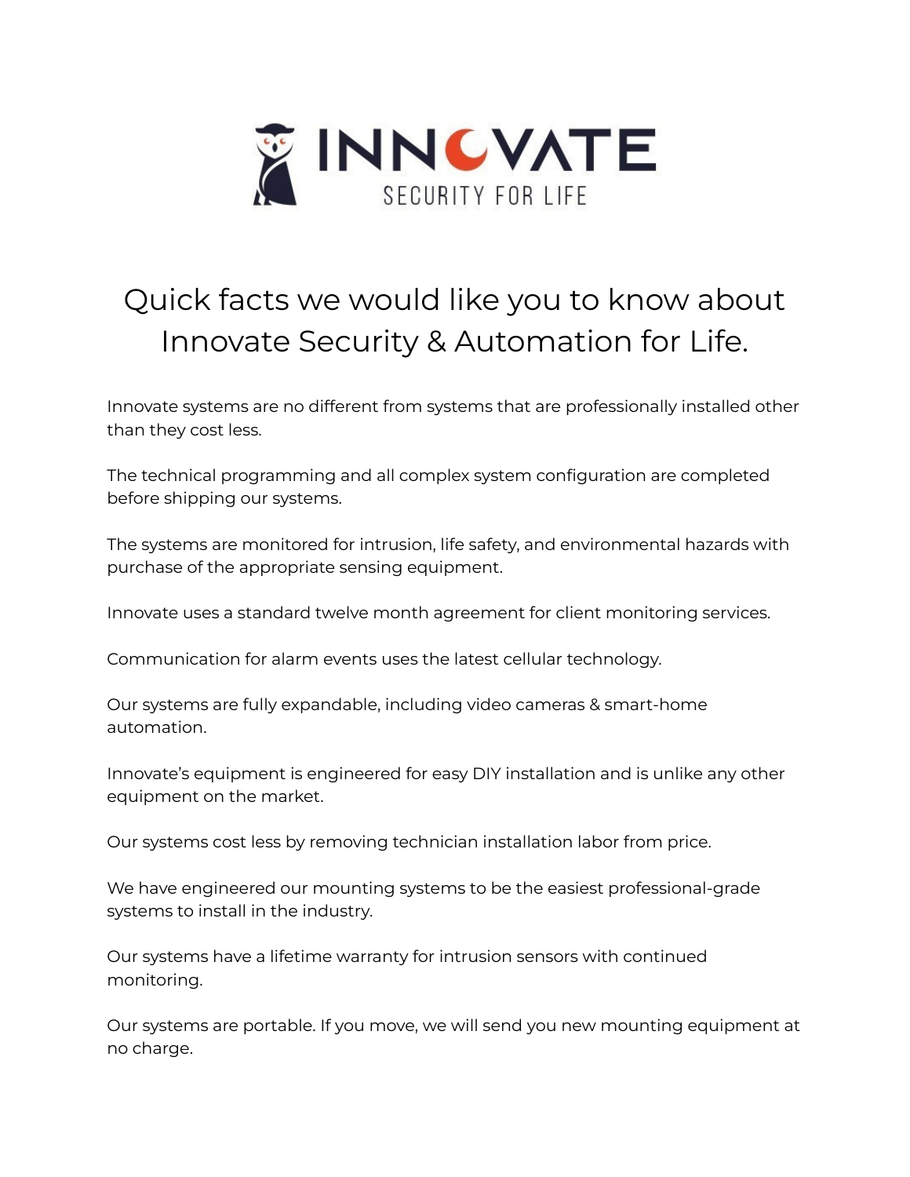# INNOVATE

SECURITY FOR LIFE

## Quick facts we would like you to know about Innovate Security & Automation for Life.

Innovate systems are no different from systems that are professionally installed other than they cost less.

The technical programming and all complex system configuration are completed before shipping our systems.

The systems are monitored for intrusion, life safety, and environmental hazards with purchase of the appropriate sensing equipment.

Innovate uses a standard twelve month agreement for client monitoring services.

Communication for alarm events uses the latest cellular technology.

Our systems are fully expandable, including video cameras & smart-home automation.

Innovate's equipment is engineered for easy DIY installation and is unlike any other equipment on the market.

Our systems cost less by removing technician installation labor from price.

We have engineered our mounting systems to be the easiest professional-grade systems to install in the industry.

Our systems have a lifetime warranty for intrusion sensors with continued monitoring.

Our systems are portable. If you move, we will send you new mounting equipment at no charge.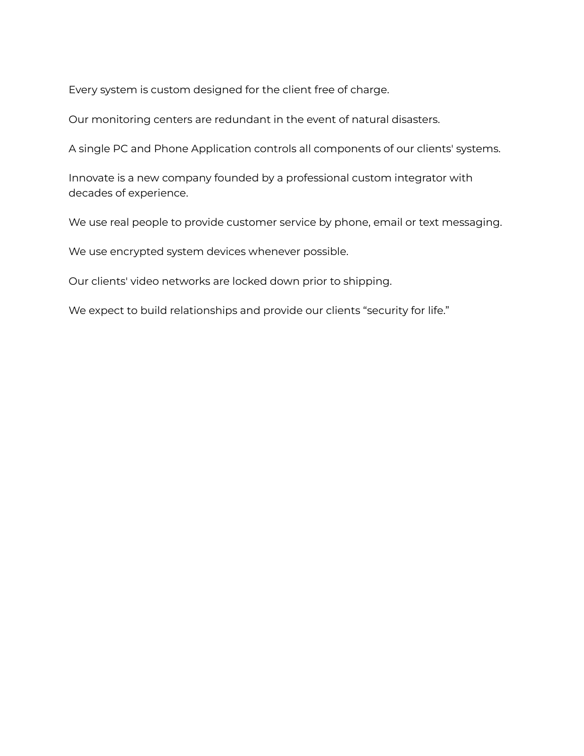Every system is custom designed for the client free of charge.

Our monitoring centers are redundant in the event of natural disasters.

A single PC and Phone Application controls all components of our clients' systems.

Innovate is a new company founded by a professional custom integrator with decades of experience.

We use real people to provide customer service by phone, email or text messaging.

We use encrypted system devices whenever possible.

Our clients' video networks are locked down prior to shipping.

We expect to build relationships and provide our clients “security for life.”